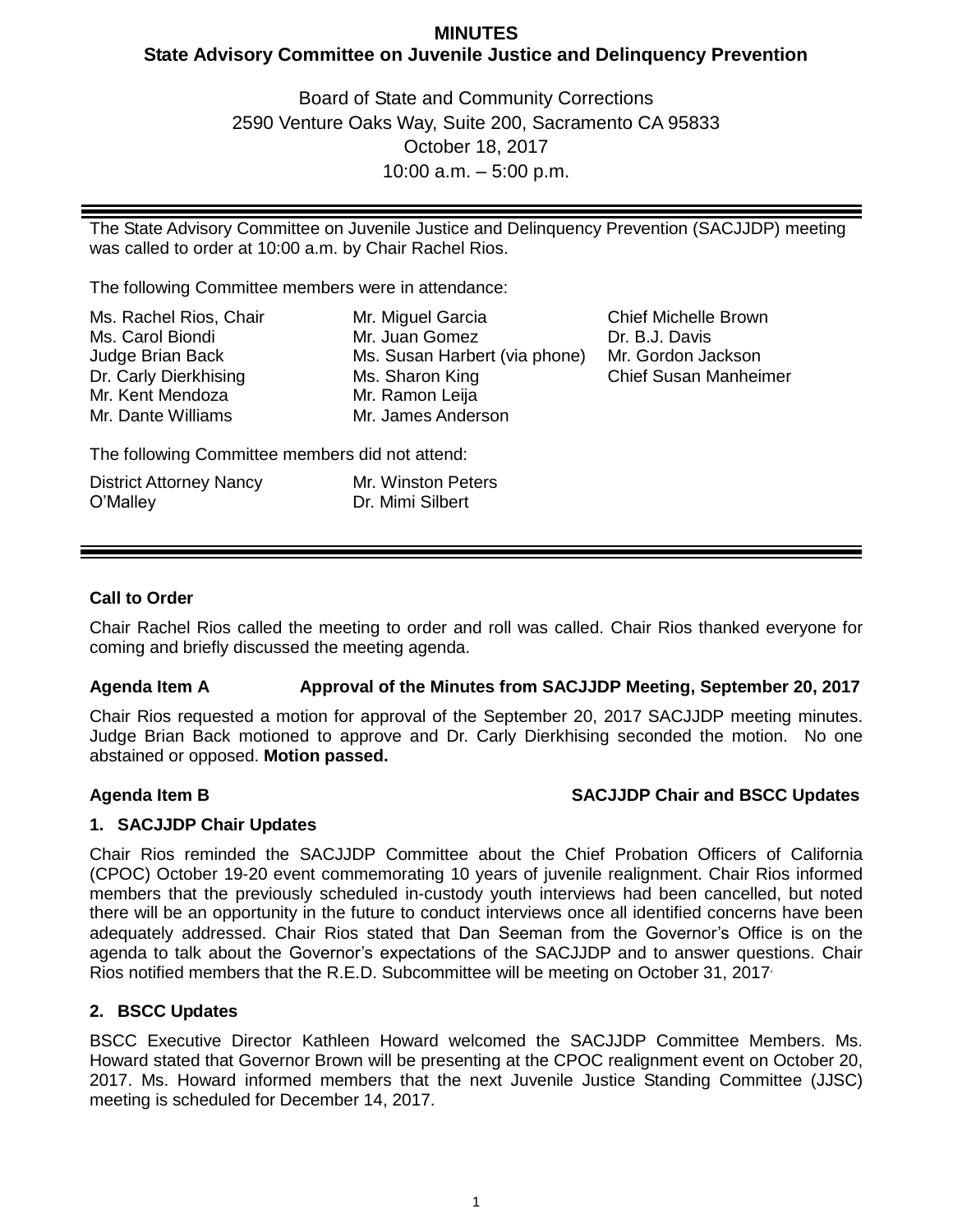# MINUTES

## State Advisory Committee on Juvenile Justice and Delinquency Prevention

Board of State and Community Corrections
2590 Venture Oaks Way, Suite 200, Sacramento CA 95833
October 18, 2017
10:00 a.m. – 5:00 p.m.

---

The State Advisory Committee on Juvenile Justice and Delinquency Prevention (SACJJDP) meeting was called to order at 10:00 a.m. by Chair Rachel Rios.

The following Committee members were in attendance:

Ms. Rachel Rios, Chair
Ms. Carol Biondi
Judge Brian Back
Dr. Carly Dierkhising
Mr. Kent Mendoza
Mr. Dante Williams
Mr. Miguel Garcia
Mr. Juan Gomez
Ms. Susan Harbert (via phone)
Ms. Sharon King
Mr. Ramon Leija
Mr. James Anderson
Chief Michelle Brown
Dr. B.J. Davis
Mr. Gordon Jackson
Chief Susan Manheimer

The following Committee members did not attend:

District Attorney Nancy O'Malley
Mr. Winston Peters
Dr. Mimi Silbert

---

### Call to Order

Chair Rachel Rios called the meeting to order and roll was called. Chair Rios thanked everyone for coming and briefly discussed the meeting agenda.

### Agenda Item A — Approval of the Minutes from SACJJDP Meeting, September 20, 2017

Chair Rios requested a motion for approval of the September 20, 2017 SACJJDP meeting minutes. Judge Brian Back motioned to approve and Dr. Carly Dierkhising seconded the motion. No one abstained or opposed. **Motion passed.**

### Agenda Item B — SACJJDP Chair and BSCC Updates

#### 1. SACJJDP Chair Updates

Chair Rios reminded the SACJJDP Committee about the Chief Probation Officers of California (CPOC) October 19-20 event commemorating 10 years of juvenile realignment. Chair Rios informed members that the previously scheduled in-custody youth interviews had been cancelled, but noted there will be an opportunity in the future to conduct interviews once all identified concerns have been adequately addressed. Chair Rios stated that Dan Seeman from the Governor's Office is on the agenda to talk about the Governor's expectations of the SACJJDP and to answer questions. Chair Rios notified members that the R.E.D. Subcommittee will be meeting on October 31, 2017.

#### 2. BSCC Updates

BSCC Executive Director Kathleen Howard welcomed the SACJJDP Committee Members. Ms. Howard stated that Governor Brown will be presenting at the CPOC realignment event on October 20, 2017. Ms. Howard informed members that the next Juvenile Justice Standing Committee (JJSC) meeting is scheduled for December 14, 2017.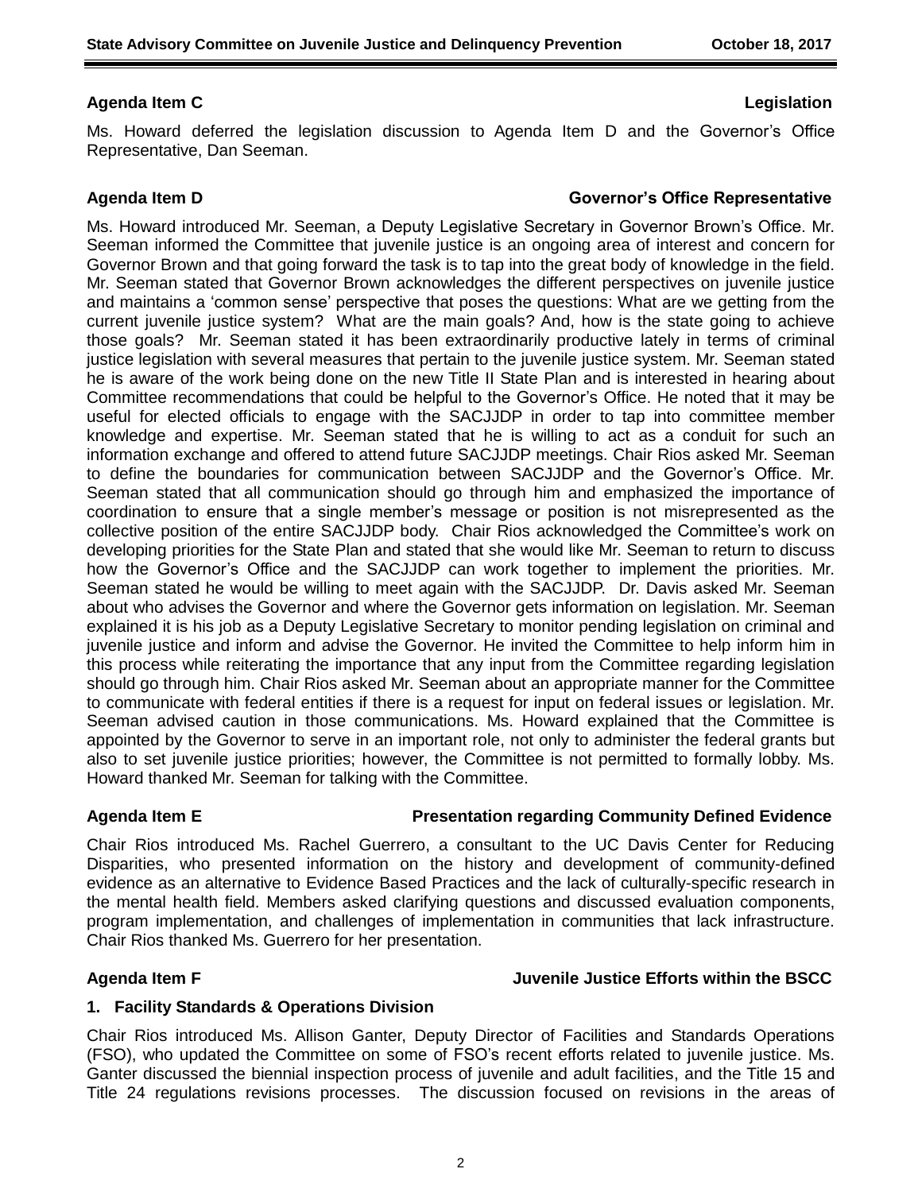**Agenda Item C** **Legislation**

Ms. Howard deferred the legislation discussion to Agenda Item D and the Governor's Office Representative, Dan Seeman.

**Agenda Item D** **Governor's Office Representative**

Ms. Howard introduced Mr. Seeman, a Deputy Legislative Secretary in Governor Brown's Office. Mr. Seeman informed the Committee that juvenile justice is an ongoing area of interest and concern for Governor Brown and that going forward the task is to tap into the great body of knowledge in the field. Mr. Seeman stated that Governor Brown acknowledges the different perspectives on juvenile justice and maintains a 'common sense' perspective that poses the questions: What are we getting from the current juvenile justice system? What are the main goals? And, how is the state going to achieve those goals? Mr. Seeman stated it has been extraordinarily productive lately in terms of criminal justice legislation with several measures that pertain to the juvenile justice system. Mr. Seeman stated he is aware of the work being done on the new Title II State Plan and is interested in hearing about Committee recommendations that could be helpful to the Governor's Office. He noted that it may be useful for elected officials to engage with the SACJJDP in order to tap into committee member knowledge and expertise. Mr. Seeman stated that he is willing to act as a conduit for such an information exchange and offered to attend future SACJJDP meetings. Chair Rios asked Mr. Seeman to define the boundaries for communication between SACJJDP and the Governor's Office. Mr. Seeman stated that all communication should go through him and emphasized the importance of coordination to ensure that a single member's message or position is not misrepresented as the collective position of the entire SACJJDP body. Chair Rios acknowledged the Committee's work on developing priorities for the State Plan and stated that she would like Mr. Seeman to return to discuss how the Governor's Office and the SACJJDP can work together to implement the priorities. Mr. Seeman stated he would be willing to meet again with the SACJJDP. Dr. Davis asked Mr. Seeman about who advises the Governor and where the Governor gets information on legislation. Mr. Seeman explained it is his job as a Deputy Legislative Secretary to monitor pending legislation on criminal and juvenile justice and inform and advise the Governor. He invited the Committee to help inform him in this process while reiterating the importance that any input from the Committee regarding legislation should go through him. Chair Rios asked Mr. Seeman about an appropriate manner for the Committee to communicate with federal entities if there is a request for input on federal issues or legislation. Mr. Seeman advised caution in those communications. Ms. Howard explained that the Committee is appointed by the Governor to serve in an important role, not only to administer the federal grants but also to set juvenile justice priorities; however, the Committee is not permitted to formally lobby. Ms. Howard thanked Mr. Seeman for talking with the Committee.

**Agenda Item E** **Presentation regarding Community Defined Evidence**

Chair Rios introduced Ms. Rachel Guerrero, a consultant to the UC Davis Center for Reducing Disparities, who presented information on the history and development of community-defined evidence as an alternative to Evidence Based Practices and the lack of culturally-specific research in the mental health field. Members asked clarifying questions and discussed evaluation components, program implementation, and challenges of implementation in communities that lack infrastructure. Chair Rios thanked Ms. Guerrero for her presentation.

**Agenda Item F** **Juvenile Justice Efforts within the BSCC**

**1. Facility Standards & Operations Division**

Chair Rios introduced Ms. Allison Ganter, Deputy Director of Facilities and Standards Operations (FSO), who updated the Committee on some of FSO's recent efforts related to juvenile justice. Ms. Ganter discussed the biennial inspection process of juvenile and adult facilities, and the Title 15 and Title 24 regulations revisions processes. The discussion focused on revisions in the areas of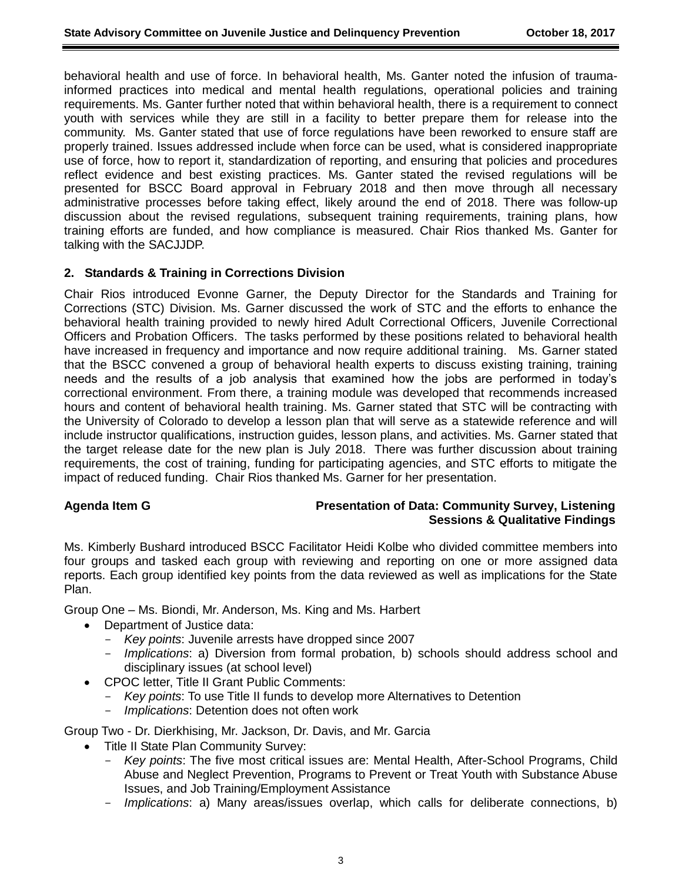behavioral health and use of force. In behavioral health, Ms. Ganter noted the infusion of trauma-informed practices into medical and mental health regulations, operational policies and training requirements. Ms. Ganter further noted that within behavioral health, there is a requirement to connect youth with services while they are still in a facility to better prepare them for release into the community. Ms. Ganter stated that use of force regulations have been reworked to ensure staff are properly trained. Issues addressed include when force can be used, what is considered inappropriate use of force, how to report it, standardization of reporting, and ensuring that policies and procedures reflect evidence and best existing practices. Ms. Ganter stated the revised regulations will be presented for BSCC Board approval in February 2018 and then move through all necessary administrative processes before taking effect, likely around the end of 2018. There was follow-up discussion about the revised regulations, subsequent training requirements, training plans, how training efforts are funded, and how compliance is measured. Chair Rios thanked Ms. Ganter for talking with the SACJJDP.

**2. Standards & Training in Corrections Division**

Chair Rios introduced Evonne Garner, the Deputy Director for the Standards and Training for Corrections (STC) Division. Ms. Garner discussed the work of STC and the efforts to enhance the behavioral health training provided to newly hired Adult Correctional Officers, Juvenile Correctional Officers and Probation Officers. The tasks performed by these positions related to behavioral health have increased in frequency and importance and now require additional training. Ms. Garner stated that the BSCC convened a group of behavioral health experts to discuss existing training, training needs and the results of a job analysis that examined how the jobs are performed in today's correctional environment. From there, a training module was developed that recommends increased hours and content of behavioral health training. Ms. Garner stated that STC will be contracting with the University of Colorado to develop a lesson plan that will serve as a statewide reference and will include instructor qualifications, instruction guides, lesson plans, and activities. Ms. Garner stated that the target release date for the new plan is July 2018. There was further discussion about training requirements, the cost of training, funding for participating agencies, and STC efforts to mitigate the impact of reduced funding. Chair Rios thanked Ms. Garner for her presentation.

**Agenda Item G** **Presentation of Data: Community Survey, Listening Sessions & Qualitative Findings**

Ms. Kimberly Bushard introduced BSCC Facilitator Heidi Kolbe who divided committee members into four groups and tasked each group with reviewing and reporting on one or more assigned data reports. Each group identified key points from the data reviewed as well as implications for the State Plan.

Group One – Ms. Biondi, Mr. Anderson, Ms. King and Ms. Harbert

- Department of Justice data:
  - *Key points*: Juvenile arrests have dropped since 2007
  - *Implications*: a) Diversion from formal probation, b) schools should address school and disciplinary issues (at school level)
- CPOC letter, Title II Grant Public Comments:
  - *Key points*: To use Title II funds to develop more Alternatives to Detention
  - *Implications*: Detention does not often work

Group Two - Dr. Dierkhising, Mr. Jackson, Dr. Davis, and Mr. Garcia

- Title II State Plan Community Survey:
  - *Key points*: The five most critical issues are: Mental Health, After-School Programs, Child Abuse and Neglect Prevention, Programs to Prevent or Treat Youth with Substance Abuse Issues, and Job Training/Employment Assistance
  - *Implications*: a) Many areas/issues overlap, which calls for deliberate connections, b)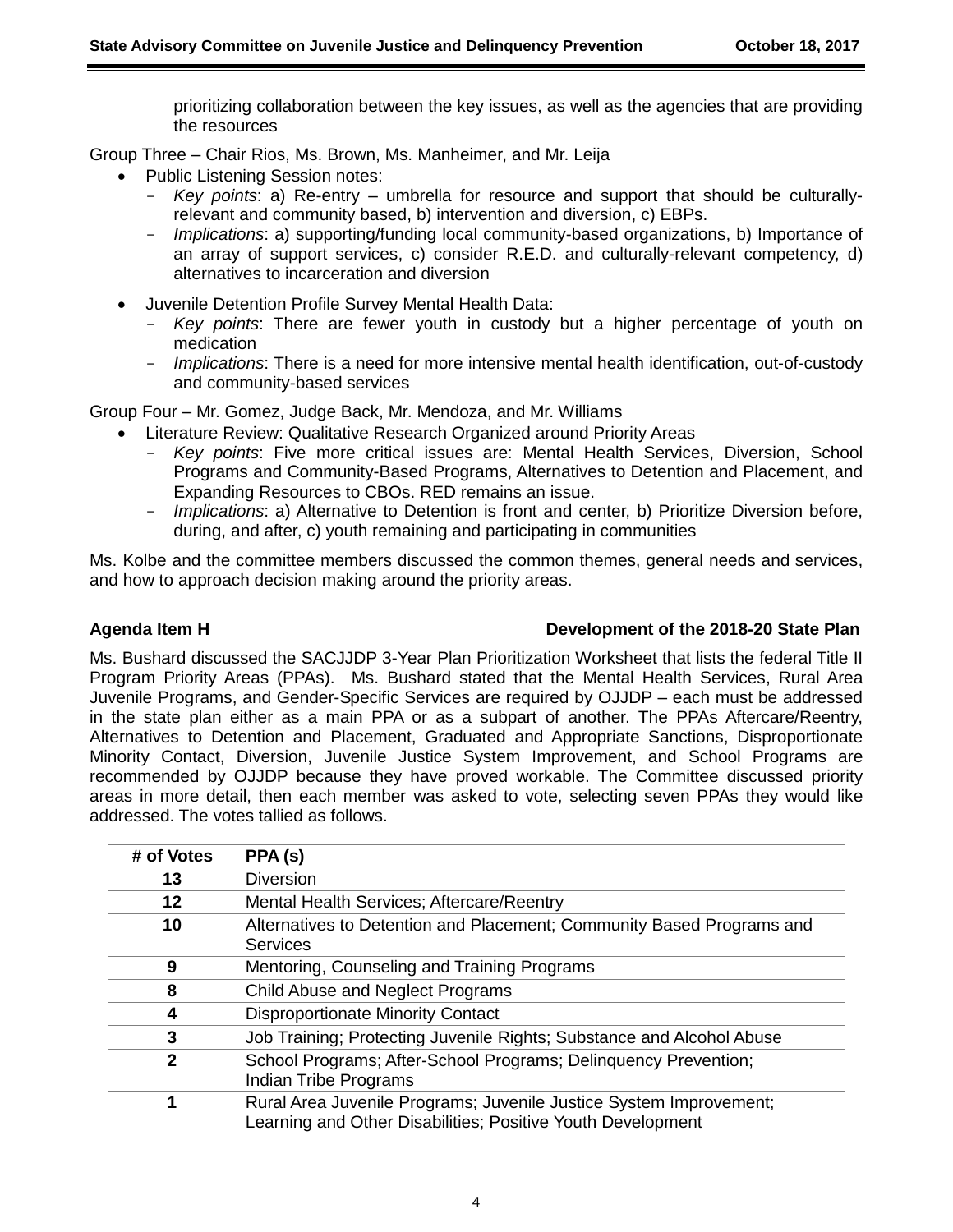prioritizing collaboration between the key issues, as well as the agencies that are providing the resources

Group Three – Chair Rios, Ms. Brown, Ms. Manheimer, and Mr. Leija

- Public Listening Session notes:
  - *Key points*: a) Re-entry – umbrella for resource and support that should be culturally-relevant and community based, b) intervention and diversion, c) EBPs.
  - *Implications*: a) supporting/funding local community-based organizations, b) Importance of an array of support services, c) consider R.E.D. and culturally-relevant competency, d) alternatives to incarceration and diversion
- Juvenile Detention Profile Survey Mental Health Data:
  - *Key points*: There are fewer youth in custody but a higher percentage of youth on medication
  - *Implications*: There is a need for more intensive mental health identification, out-of-custody and community-based services

Group Four – Mr. Gomez, Judge Back, Mr. Mendoza, and Mr. Williams

- Literature Review: Qualitative Research Organized around Priority Areas
  - *Key points*: Five more critical issues are: Mental Health Services, Diversion, School Programs and Community-Based Programs, Alternatives to Detention and Placement, and Expanding Resources to CBOs. RED remains an issue.
  - *Implications*: a) Alternative to Detention is front and center, b) Prioritize Diversion before, during, and after, c) youth remaining and participating in communities

Ms. Kolbe and the committee members discussed the common themes, general needs and services, and how to approach decision making around the priority areas.

**Agenda Item H** **Development of the 2018-20 State Plan**

Ms. Bushard discussed the SACJJDP 3-Year Plan Prioritization Worksheet that lists the federal Title II Program Priority Areas (PPAs). Ms. Bushard stated that the Mental Health Services, Rural Area Juvenile Programs, and Gender-Specific Services are required by OJJDP – each must be addressed in the state plan either as a main PPA or as a subpart of another. The PPAs Aftercare/Reentry, Alternatives to Detention and Placement, Graduated and Appropriate Sanctions, Disproportionate Minority Contact, Diversion, Juvenile Justice System Improvement, and School Programs are recommended by OJJDP because they have proved workable. The Committee discussed priority areas in more detail, then each member was asked to vote, selecting seven PPAs they would like addressed. The votes tallied as follows.

| # of Votes | PPA (s) |
|---|---|
| 13 | Diversion |
| 12 | Mental Health Services; Aftercare/Reentry |
| 10 | Alternatives to Detention and Placement; Community Based Programs and Services |
| 9 | Mentoring, Counseling and Training Programs |
| 8 | Child Abuse and Neglect Programs |
| 4 | Disproportionate Minority Contact |
| 3 | Job Training; Protecting Juvenile Rights; Substance and Alcohol Abuse |
| 2 | School Programs; After-School Programs; Delinquency Prevention; Indian Tribe Programs |
| 1 | Rural Area Juvenile Programs; Juvenile Justice System Improvement; Learning and Other Disabilities; Positive Youth Development |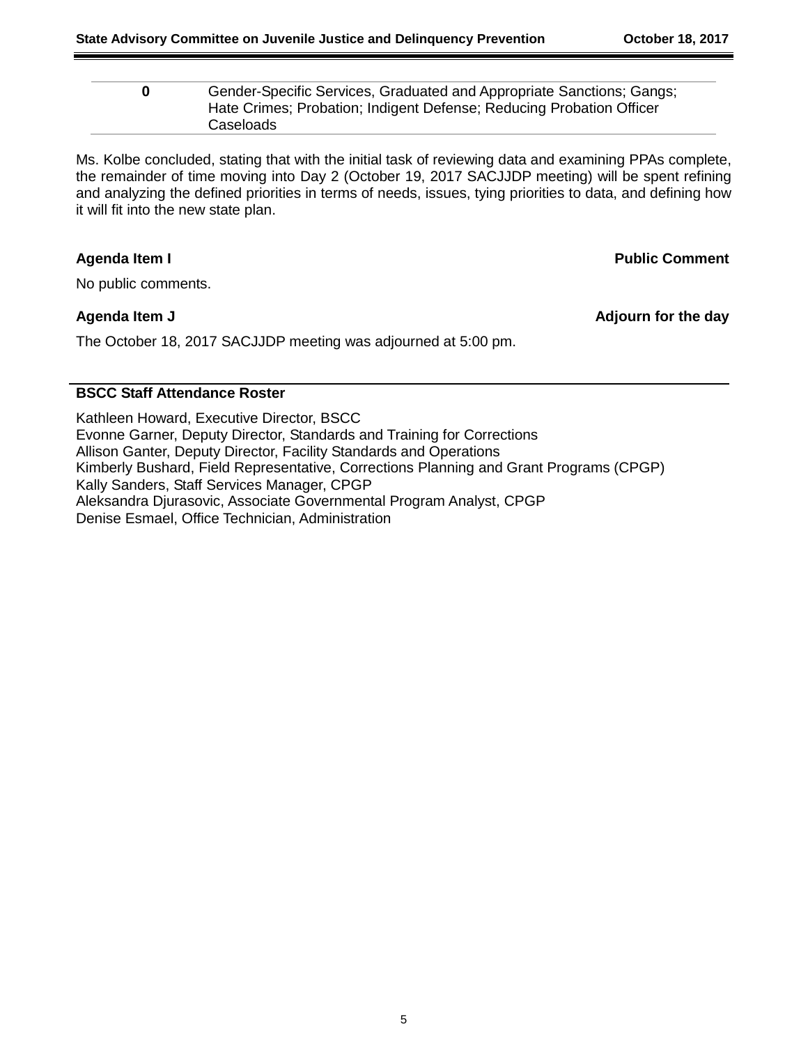| 0 | Gender-Specific Services, Graduated and Appropriate Sanctions; Gangs; Hate Crimes; Probation; Indigent Defense; Reducing Probation Officer Caseloads |
|---|---|

Ms. Kolbe concluded, stating that with the initial task of reviewing data and examining PPAs complete, the remainder of time moving into Day 2 (October 19, 2017 SACJJDP meeting) will be spent refining and analyzing the defined priorities in terms of needs, issues, tying priorities to data, and defining how it will fit into the new state plan.

**Agenda Item I** **Public Comment**

No public comments.

**Agenda Item J** **Adjourn for the day**

The October 18, 2017 SACJJDP meeting was adjourned at 5:00 pm.

**BSCC Staff Attendance Roster**

Kathleen Howard, Executive Director, BSCC
Evonne Garner, Deputy Director, Standards and Training for Corrections
Allison Ganter, Deputy Director, Facility Standards and Operations
Kimberly Bushard, Field Representative, Corrections Planning and Grant Programs (CPGP)
Kally Sanders, Staff Services Manager, CPGP
Aleksandra Djurasovic, Associate Governmental Program Analyst, CPGP
Denise Esmael, Office Technician, Administration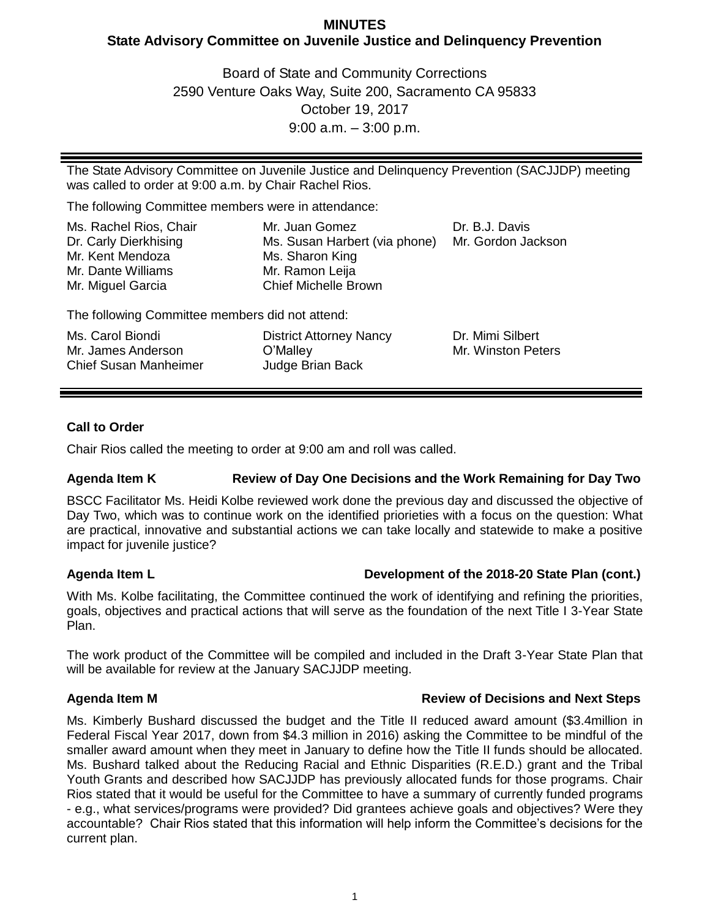# MINUTES

## State Advisory Committee on Juvenile Justice and Delinquency Prevention

Board of State and Community Corrections
2590 Venture Oaks Way, Suite 200, Sacramento CA 95833
October 19, 2017
9:00 a.m. – 3:00 p.m.

---

The State Advisory Committee on Juvenile Justice and Delinquency Prevention (SACJJDP) meeting was called to order at 9:00 a.m. by Chair Rachel Rios.

The following Committee members were in attendance:

| | | |
|---|---|---|
| Ms. Rachel Rios, Chair | Mr. Juan Gomez | Dr. B.J. Davis |
| Dr. Carly Dierkhising | Ms. Susan Harbert (via phone) | Mr. Gordon Jackson |
| Mr. Kent Mendoza | Ms. Sharon King | |
| Mr. Dante Williams | Mr. Ramon Leija | |
| Mr. Miguel Garcia | Chief Michelle Brown | |

The following Committee members did not attend:

| | | |
|---|---|---|
| Ms. Carol Biondi | District Attorney Nancy O'Malley | Dr. Mimi Silbert |
| Mr. James Anderson | Judge Brian Back | Mr. Winston Peters |
| Chief Susan Manheimer | | |

---

**Call to Order**

Chair Rios called the meeting to order at 9:00 am and roll was called.

**Agenda Item K — Review of Day One Decisions and the Work Remaining for Day Two**

BSCC Facilitator Ms. Heidi Kolbe reviewed work done the previous day and discussed the objective of Day Two, which was to continue work on the identified priorieties with a focus on the question: What are practical, innovative and substantial actions we can take locally and statewide to make a positive impact for juvenile justice?

**Agenda Item L — Development of the 2018-20 State Plan (cont.)**

With Ms. Kolbe facilitating, the Committee continued the work of identifying and refining the priorities, goals, objectives and practical actions that will serve as the foundation of the next Title I 3-Year State Plan.

The work product of the Committee will be compiled and included in the Draft 3-Year State Plan that will be available for review at the January SACJJDP meeting.

**Agenda Item M — Review of Decisions and Next Steps**

Ms. Kimberly Bushard discussed the budget and the Title II reduced award amount ($3.4million in Federal Fiscal Year 2017, down from $4.3 million in 2016) asking the Committee to be mindful of the smaller award amount when they meet in January to define how the Title II funds should be allocated. Ms. Bushard talked about the Reducing Racial and Ethnic Disparities (R.E.D.) grant and the Tribal Youth Grants and described how SACJJDP has previously allocated funds for those programs. Chair Rios stated that it would be useful for the Committee to have a summary of currently funded programs - e.g., what services/programs were provided? Did grantees achieve goals and objectives? Were they accountable? Chair Rios stated that this information will help inform the Committee's decisions for the current plan.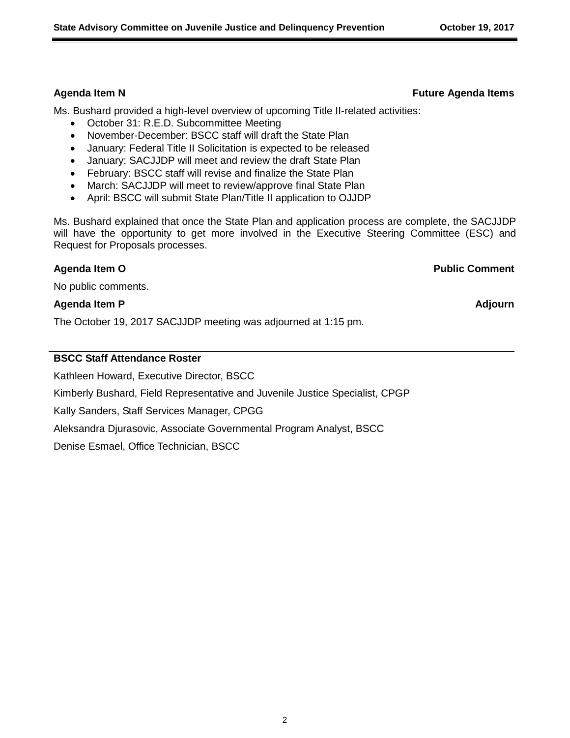**Agenda Item N** **Future Agenda Items**

Ms. Bushard provided a high-level overview of upcoming Title II-related activities:

- October 31: R.E.D. Subcommittee Meeting
- November-December: BSCC staff will draft the State Plan
- January: Federal Title II Solicitation is expected to be released
- January: SACJJDP will meet and review the draft State Plan
- February: BSCC staff will revise and finalize the State Plan
- March: SACJJDP will meet to review/approve final State Plan
- April: BSCC will submit State Plan/Title II application to OJJDP

Ms. Bushard explained that once the State Plan and application process are complete, the SACJJDP will have the opportunity to get more involved in the Executive Steering Committee (ESC) and Request for Proposals processes.

**Agenda Item O** **Public Comment**

No public comments.

**Agenda Item P** **Adjourn**

The October 19, 2017 SACJJDP meeting was adjourned at 1:15 pm.

---

**BSCC Staff Attendance Roster**

Kathleen Howard, Executive Director, BSCC

Kimberly Bushard, Field Representative and Juvenile Justice Specialist, CPGP

Kally Sanders, Staff Services Manager, CPGG

Aleksandra Djurasovic, Associate Governmental Program Analyst, BSCC

Denise Esmael, Office Technician, BSCC